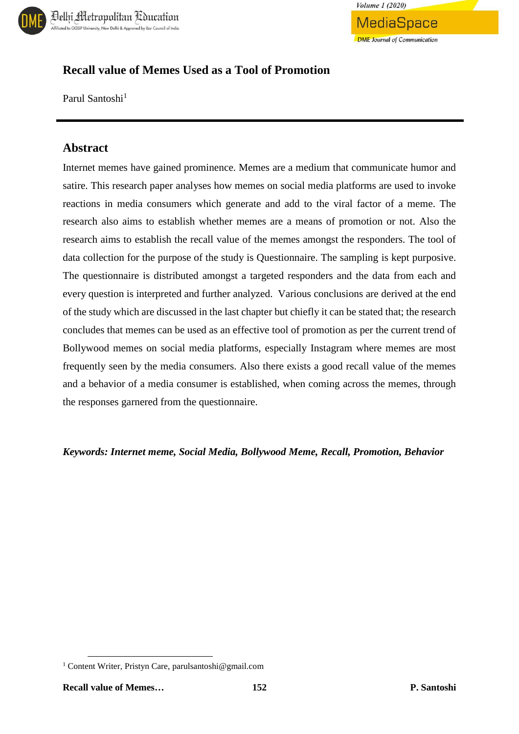# Recall value of Memes Used as a Tool of Promotion

Parul Santoshi[1]

## Abstract

Internet memes have gained prominence. Memes are a medium that communicate humor and satire. This research paper analyses how memes on social media platforms are used to invoke reactions in media consumers which generate and add to the viral factor of a meme. The research also aims to establish whether memes are a means of promotion or not. Also the research aims to establish the recall value of the memes amongst the responders. The tool of data collection for the purpose of the study is Questionnaire. The sampling is kept purposive. The questionnaire is distributed amongst a targeted responders and the data from each and every question is interpreted and further analyzed. Various conclusions are derived at the end of the study which are discussed in the last chapter but chiefly it can be stated that; the research concludes that memes can be used as an effective tool of promotion as per the current trend of Bollywood memes on social media platforms, especially Instagram where memes are most frequently seen by the media consumers. Also there exists a good recall value of the memes and a behavior of a media consumer is established, when coming across the memes, through the responses garnered from the questionnaire.

***Keywords: Internet meme, Social Media, Bollywood Meme, Recall, Promotion, Behavior***

[1] Content Writer, Pristyn Care, parulsantoshi@gmail.com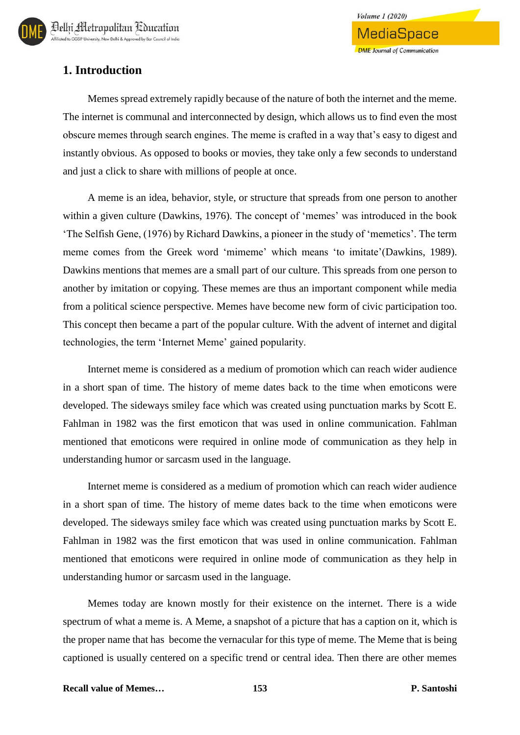## 1. Introduction

Memes spread extremely rapidly because of the nature of both the internet and the meme. The internet is communal and interconnected by design, which allows us to find even the most obscure memes through search engines. The meme is crafted in a way that's easy to digest and instantly obvious. As opposed to books or movies, they take only a few seconds to understand and just a click to share with millions of people at once.

A meme is an idea, behavior, style, or structure that spreads from one person to another within a given culture (Dawkins, 1976). The concept of 'memes' was introduced in the book 'The Selfish Gene, (1976) by Richard Dawkins, a pioneer in the study of 'memetics'. The term meme comes from the Greek word 'mimeme' which means 'to imitate'(Dawkins, 1989). Dawkins mentions that memes are a small part of our culture. This spreads from one person to another by imitation or copying. These memes are thus an important component while media from a political science perspective. Memes have become new form of civic participation too. This concept then became a part of the popular culture. With the advent of internet and digital technologies, the term 'Internet Meme' gained popularity.

Internet meme is considered as a medium of promotion which can reach wider audience in a short span of time. The history of meme dates back to the time when emoticons were developed. The sideways smiley face which was created using punctuation marks by Scott E. Fahlman in 1982 was the first emoticon that was used in online communication. Fahlman mentioned that emoticons were required in online mode of communication as they help in understanding humor or sarcasm used in the language.

Internet meme is considered as a medium of promotion which can reach wider audience in a short span of time. The history of meme dates back to the time when emoticons were developed. The sideways smiley face which was created using punctuation marks by Scott E. Fahlman in 1982 was the first emoticon that was used in online communication. Fahlman mentioned that emoticons were required in online mode of communication as they help in understanding humor or sarcasm used in the language.

Memes today are known mostly for their existence on the internet. There is a wide spectrum of what a meme is. A Meme, a snapshot of a picture that has a caption on it, which is the proper name that has become the vernacular for this type of meme. The Meme that is being captioned is usually centered on a specific trend or central idea. Then there are other memes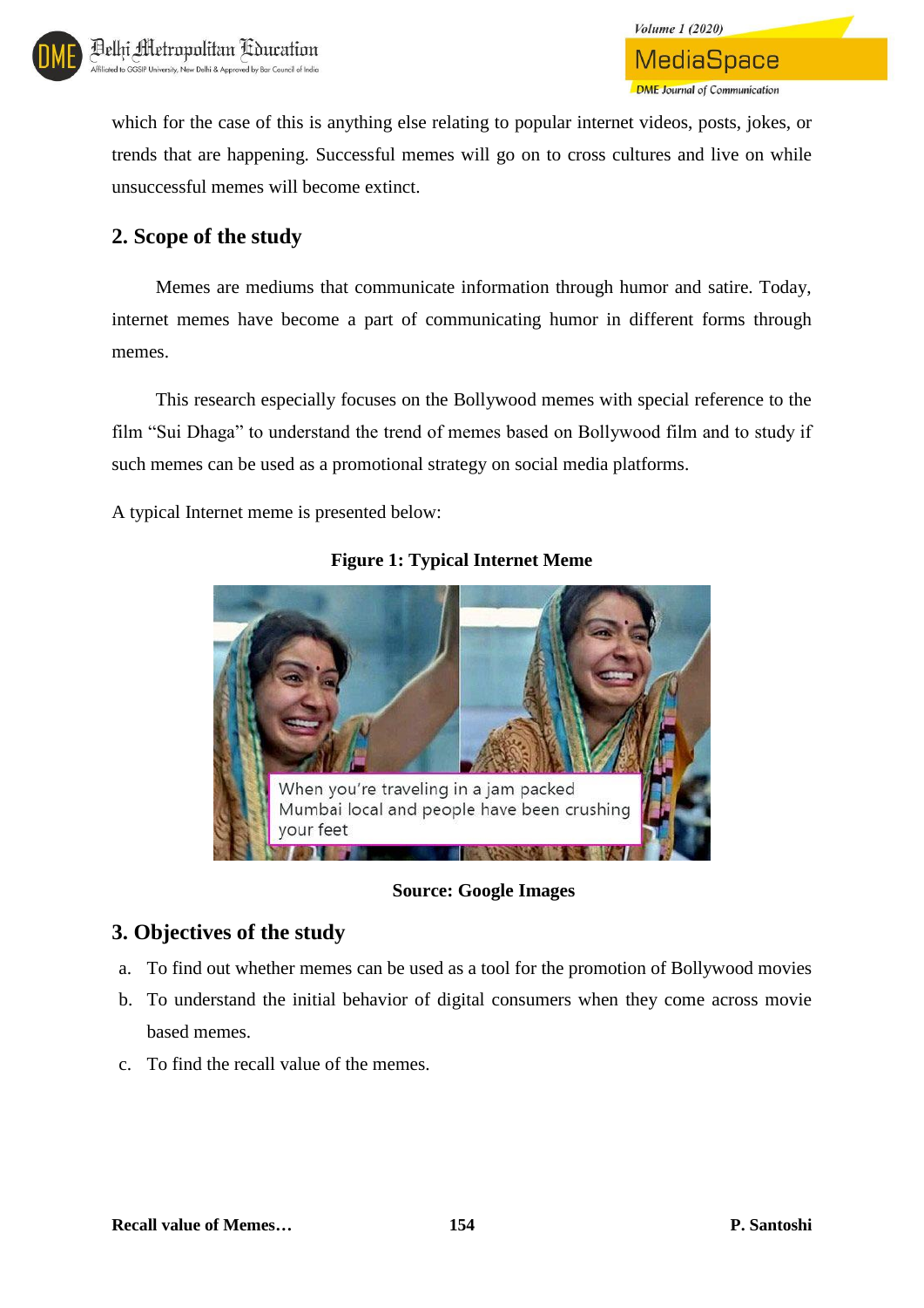which for the case of this is anything else relating to popular internet videos, posts, jokes, or trends that are happening. Successful memes will go on to cross cultures and live on while unsuccessful memes will become extinct.

## 2. Scope of the study

Memes are mediums that communicate information through humor and satire. Today, internet memes have become a part of communicating humor in different forms through memes.

This research especially focuses on the Bollywood memes with special reference to the film “Sui Dhaga” to understand the trend of memes based on Bollywood film and to study if such memes can be used as a promotional strategy on social media platforms.

A typical Internet meme is presented below:

**Figure 1: Typical Internet Meme**

**Source: Google Images**

## 3. Objectives of the study

a. To find out whether memes can be used as a tool for the promotion of Bollywood movies
b. To understand the initial behavior of digital consumers when they come across movie based memes.
c. To find the recall value of the memes.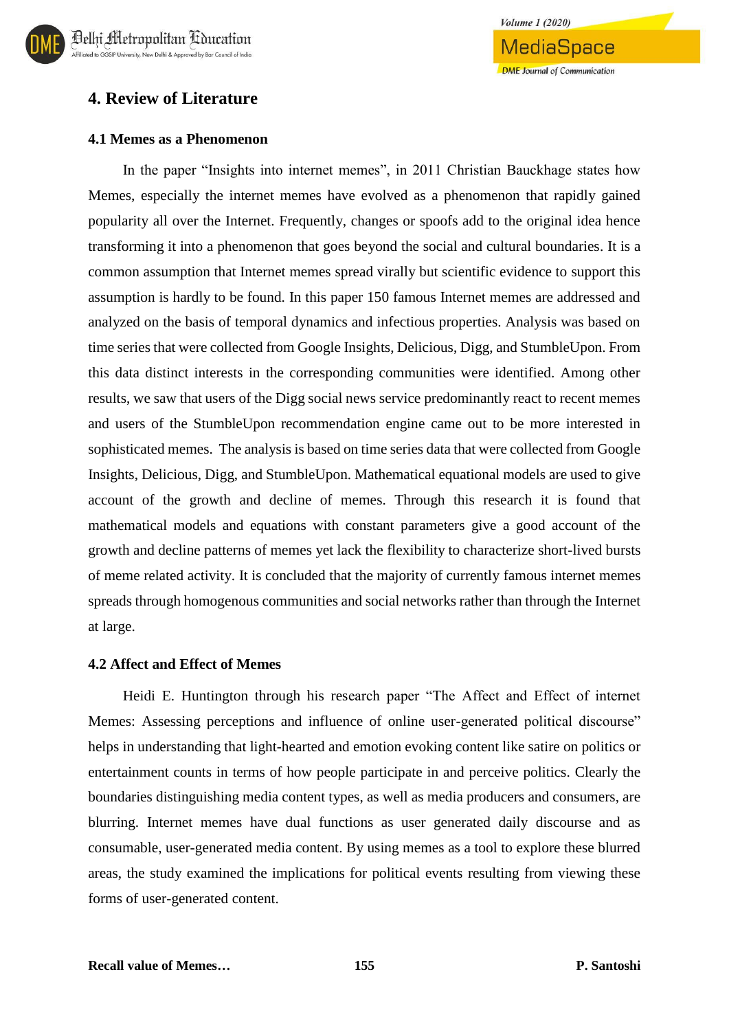## 4. Review of Literature

### 4.1 Memes as a Phenomenon

In the paper “Insights into internet memes”, in 2011 Christian Bauckhage states how Memes, especially the internet memes have evolved as a phenomenon that rapidly gained popularity all over the Internet. Frequently, changes or spoofs add to the original idea hence transforming it into a phenomenon that goes beyond the social and cultural boundaries. It is a common assumption that Internet memes spread virally but scientific evidence to support this assumption is hardly to be found. In this paper 150 famous Internet memes are addressed and analyzed on the basis of temporal dynamics and infectious properties. Analysis was based on time series that were collected from Google Insights, Delicious, Digg, and StumbleUpon. From this data distinct interests in the corresponding communities were identified. Among other results, we saw that users of the Digg social news service predominantly react to recent memes and users of the StumbleUpon recommendation engine came out to be more interested in sophisticated memes. The analysis is based on time series data that were collected from Google Insights, Delicious, Digg, and StumbleUpon. Mathematical equational models are used to give account of the growth and decline of memes. Through this research it is found that mathematical models and equations with constant parameters give a good account of the growth and decline patterns of memes yet lack the flexibility to characterize short-lived bursts of meme related activity. It is concluded that the majority of currently famous internet memes spreads through homogenous communities and social networks rather than through the Internet at large.

### 4.2 Affect and Effect of Memes

Heidi E. Huntington through his research paper “The Affect and Effect of internet Memes: Assessing perceptions and influence of online user-generated political discourse” helps in understanding that light-hearted and emotion evoking content like satire on politics or entertainment counts in terms of how people participate in and perceive politics. Clearly the boundaries distinguishing media content types, as well as media producers and consumers, are blurring. Internet memes have dual functions as user generated daily discourse and as consumable, user-generated media content. By using memes as a tool to explore these blurred areas, the study examined the implications for political events resulting from viewing these forms of user-generated content.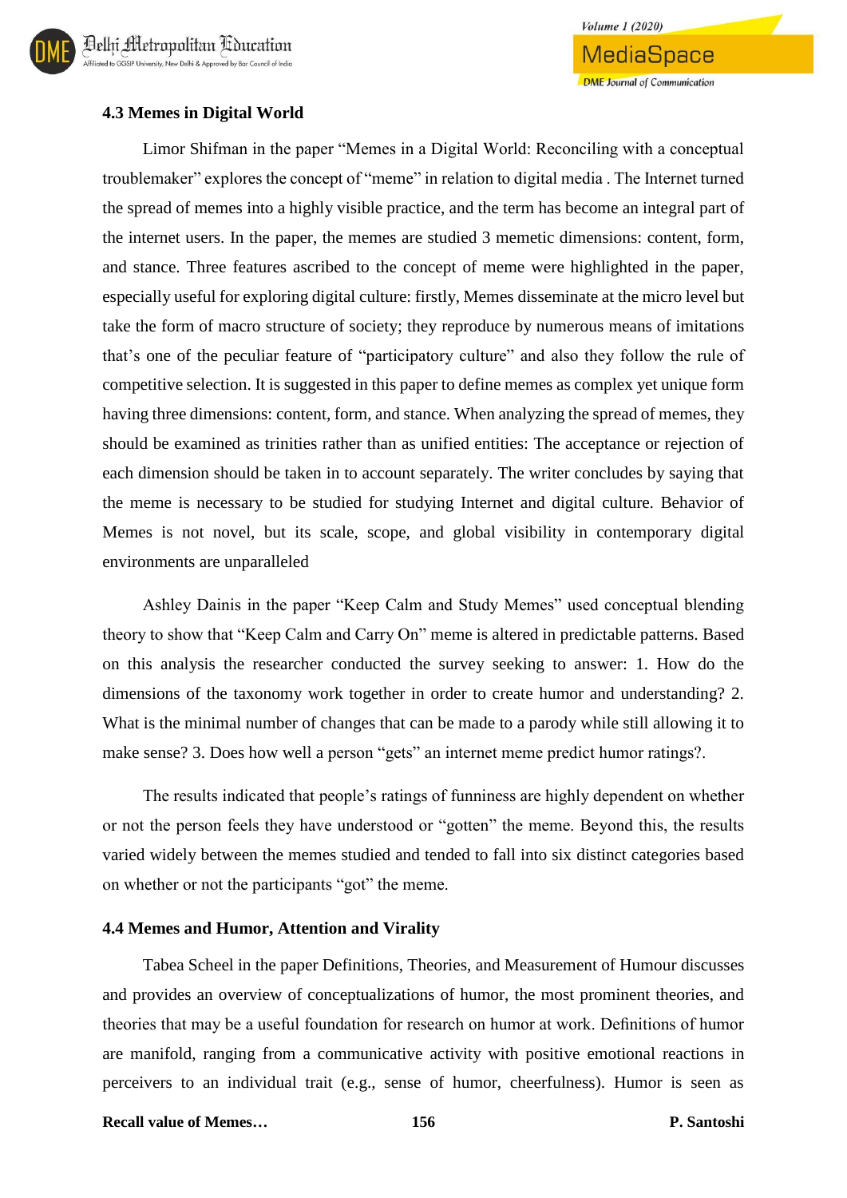### 4.3 Memes in Digital World

Limor Shifman in the paper "Memes in a Digital World: Reconciling with a conceptual troublemaker" explores the concept of "meme" in relation to digital media . The Internet turned the spread of memes into a highly visible practice, and the term has become an integral part of the internet users. In the paper, the memes are studied 3 memetic dimensions: content, form, and stance. Three features ascribed to the concept of meme were highlighted in the paper, especially useful for exploring digital culture: firstly, Memes disseminate at the micro level but take the form of macro structure of society; they reproduce by numerous means of imitations that's one of the peculiar feature of "participatory culture" and also they follow the rule of competitive selection. It is suggested in this paper to define memes as complex yet unique form having three dimensions: content, form, and stance. When analyzing the spread of memes, they should be examined as trinities rather than as unified entities: The acceptance or rejection of each dimension should be taken in to account separately. The writer concludes by saying that the meme is necessary to be studied for studying Internet and digital culture. Behavior of Memes is not novel, but its scale, scope, and global visibility in contemporary digital environments are unparalleled

Ashley Dainis in the paper "Keep Calm and Study Memes" used conceptual blending theory to show that "Keep Calm and Carry On" meme is altered in predictable patterns. Based on this analysis the researcher conducted the survey seeking to answer: 1. How do the dimensions of the taxonomy work together in order to create humor and understanding? 2. What is the minimal number of changes that can be made to a parody while still allowing it to make sense? 3. Does how well a person "gets" an internet meme predict humor ratings?.

The results indicated that people's ratings of funniness are highly dependent on whether or not the person feels they have understood or "gotten" the meme. Beyond this, the results varied widely between the memes studied and tended to fall into six distinct categories based on whether or not the participants "got" the meme.

### 4.4 Memes and Humor, Attention and Virality

Tabea Scheel in the paper Definitions, Theories, and Measurement of Humour discusses and provides an overview of conceptualizations of humor, the most prominent theories, and theories that may be a useful foundation for research on humor at work. Definitions of humor are manifold, ranging from a communicative activity with positive emotional reactions in perceivers to an individual trait (e.g., sense of humor, cheerfulness). Humor is seen as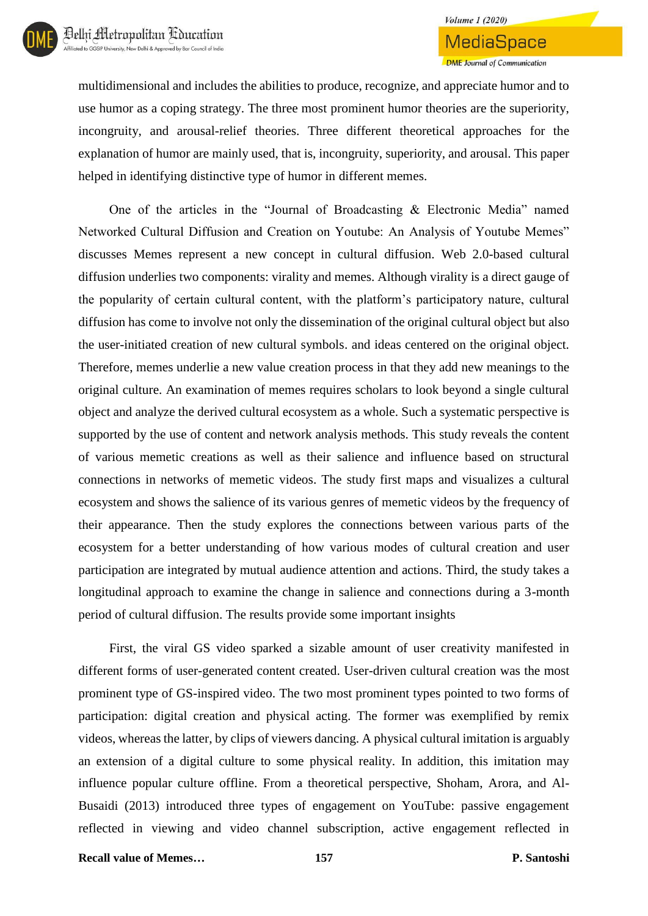multidimensional and includes the abilities to produce, recognize, and appreciate humor and to use humor as a coping strategy. The three most prominent humor theories are the superiority, incongruity, and arousal-relief theories. Three different theoretical approaches for the explanation of humor are mainly used, that is, incongruity, superiority, and arousal. This paper helped in identifying distinctive type of humor in different memes.

One of the articles in the "Journal of Broadcasting & Electronic Media" named Networked Cultural Diffusion and Creation on Youtube: An Analysis of Youtube Memes" discusses Memes represent a new concept in cultural diffusion. Web 2.0-based cultural diffusion underlies two components: virality and memes. Although virality is a direct gauge of the popularity of certain cultural content, with the platform's participatory nature, cultural diffusion has come to involve not only the dissemination of the original cultural object but also the user-initiated creation of new cultural symbols. and ideas centered on the original object. Therefore, memes underlie a new value creation process in that they add new meanings to the original culture. An examination of memes requires scholars to look beyond a single cultural object and analyze the derived cultural ecosystem as a whole. Such a systematic perspective is supported by the use of content and network analysis methods. This study reveals the content of various memetic creations as well as their salience and influence based on structural connections in networks of memetic videos. The study first maps and visualizes a cultural ecosystem and shows the salience of its various genres of memetic videos by the frequency of their appearance. Then the study explores the connections between various parts of the ecosystem for a better understanding of how various modes of cultural creation and user participation are integrated by mutual audience attention and actions. Third, the study takes a longitudinal approach to examine the change in salience and connections during a 3-month period of cultural diffusion. The results provide some important insights

First, the viral GS video sparked a sizable amount of user creativity manifested in different forms of user-generated content created. User-driven cultural creation was the most prominent type of GS-inspired video. The two most prominent types pointed to two forms of participation: digital creation and physical acting. The former was exemplified by remix videos, whereas the latter, by clips of viewers dancing. A physical cultural imitation is arguably an extension of a digital culture to some physical reality. In addition, this imitation may influence popular culture offline. From a theoretical perspective, Shoham, Arora, and Al-Busaidi (2013) introduced three types of engagement on YouTube: passive engagement reflected in viewing and video channel subscription, active engagement reflected in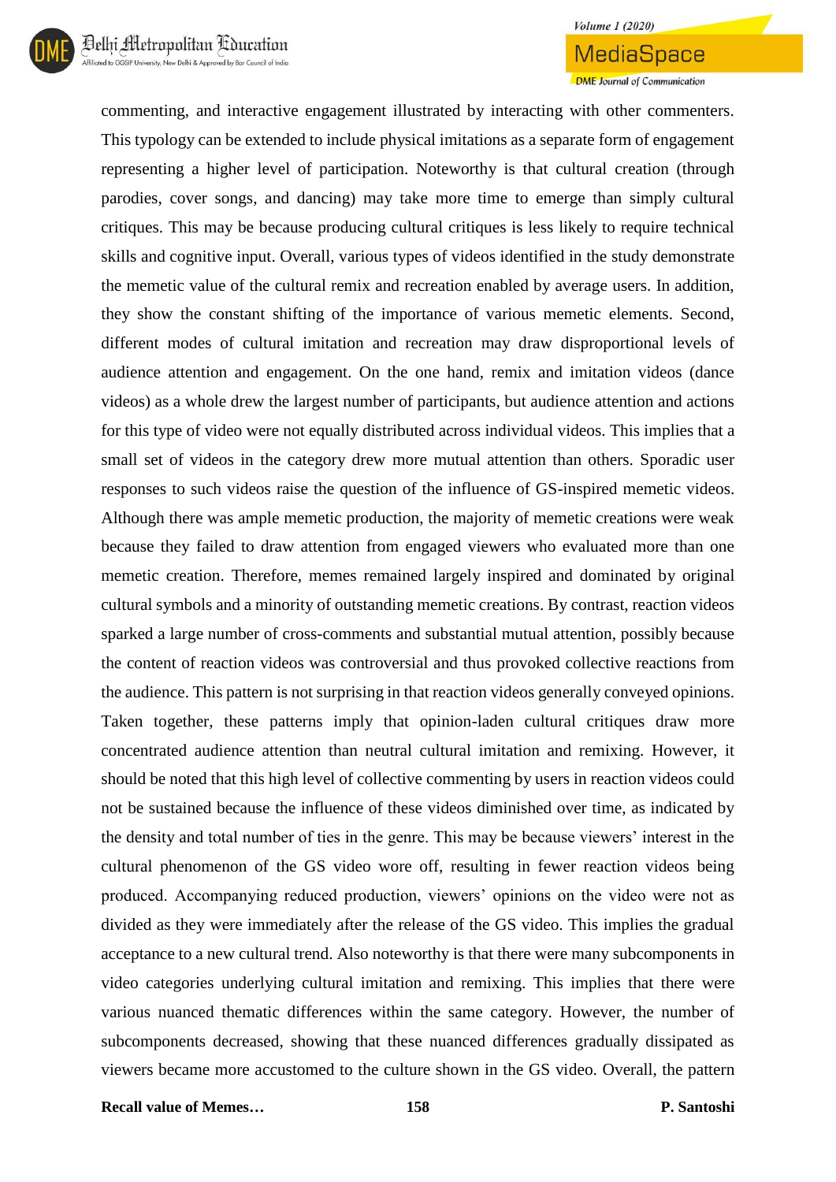commenting, and interactive engagement illustrated by interacting with other commenters. This typology can be extended to include physical imitations as a separate form of engagement representing a higher level of participation. Noteworthy is that cultural creation (through parodies, cover songs, and dancing) may take more time to emerge than simply cultural critiques. This may be because producing cultural critiques is less likely to require technical skills and cognitive input. Overall, various types of videos identified in the study demonstrate the memetic value of the cultural remix and recreation enabled by average users. In addition, they show the constant shifting of the importance of various memetic elements. Second, different modes of cultural imitation and recreation may draw disproportional levels of audience attention and engagement. On the one hand, remix and imitation videos (dance videos) as a whole drew the largest number of participants, but audience attention and actions for this type of video were not equally distributed across individual videos. This implies that a small set of videos in the category drew more mutual attention than others. Sporadic user responses to such videos raise the question of the influence of GS-inspired memetic videos. Although there was ample memetic production, the majority of memetic creations were weak because they failed to draw attention from engaged viewers who evaluated more than one memetic creation. Therefore, memes remained largely inspired and dominated by original cultural symbols and a minority of outstanding memetic creations. By contrast, reaction videos sparked a large number of cross-comments and substantial mutual attention, possibly because the content of reaction videos was controversial and thus provoked collective reactions from the audience. This pattern is not surprising in that reaction videos generally conveyed opinions. Taken together, these patterns imply that opinion-laden cultural critiques draw more concentrated audience attention than neutral cultural imitation and remixing. However, it should be noted that this high level of collective commenting by users in reaction videos could not be sustained because the influence of these videos diminished over time, as indicated by the density and total number of ties in the genre. This may be because viewers' interest in the cultural phenomenon of the GS video wore off, resulting in fewer reaction videos being produced. Accompanying reduced production, viewers' opinions on the video were not as divided as they were immediately after the release of the GS video. This implies the gradual acceptance to a new cultural trend. Also noteworthy is that there were many subcomponents in video categories underlying cultural imitation and remixing. This implies that there were various nuanced thematic differences within the same category. However, the number of subcomponents decreased, showing that these nuanced differences gradually dissipated as viewers became more accustomed to the culture shown in the GS video. Overall, the pattern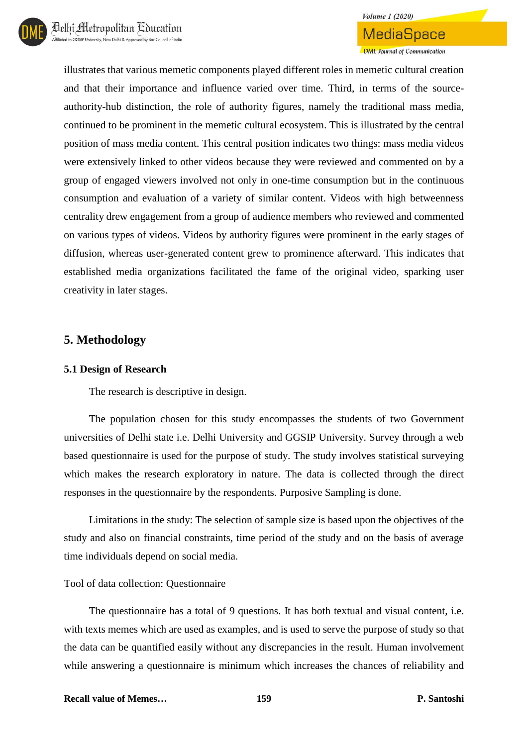illustrates that various memetic components played different roles in memetic cultural creation and that their importance and influence varied over time. Third, in terms of the source-authority-hub distinction, the role of authority figures, namely the traditional mass media, continued to be prominent in the memetic cultural ecosystem. This is illustrated by the central position of mass media content. This central position indicates two things: mass media videos were extensively linked to other videos because they were reviewed and commented on by a group of engaged viewers involved not only in one-time consumption but in the continuous consumption and evaluation of a variety of similar content. Videos with high betweenness centrality drew engagement from a group of audience members who reviewed and commented on various types of videos. Videos by authority figures were prominent in the early stages of diffusion, whereas user-generated content grew to prominence afterward. This indicates that established media organizations facilitated the fame of the original video, sparking user creativity in later stages.

## 5. Methodology

### 5.1 Design of Research

The research is descriptive in design.

The population chosen for this study encompasses the students of two Government universities of Delhi state i.e. Delhi University and GGSIP University. Survey through a web based questionnaire is used for the purpose of study. The study involves statistical surveying which makes the research exploratory in nature. The data is collected through the direct responses in the questionnaire by the respondents. Purposive Sampling is done.

Limitations in the study: The selection of sample size is based upon the objectives of the study and also on financial constraints, time period of the study and on the basis of average time individuals depend on social media.

Tool of data collection: Questionnaire

The questionnaire has a total of 9 questions. It has both textual and visual content, i.e. with texts memes which are used as examples, and is used to serve the purpose of study so that the data can be quantified easily without any discrepancies in the result. Human involvement while answering a questionnaire is minimum which increases the chances of reliability and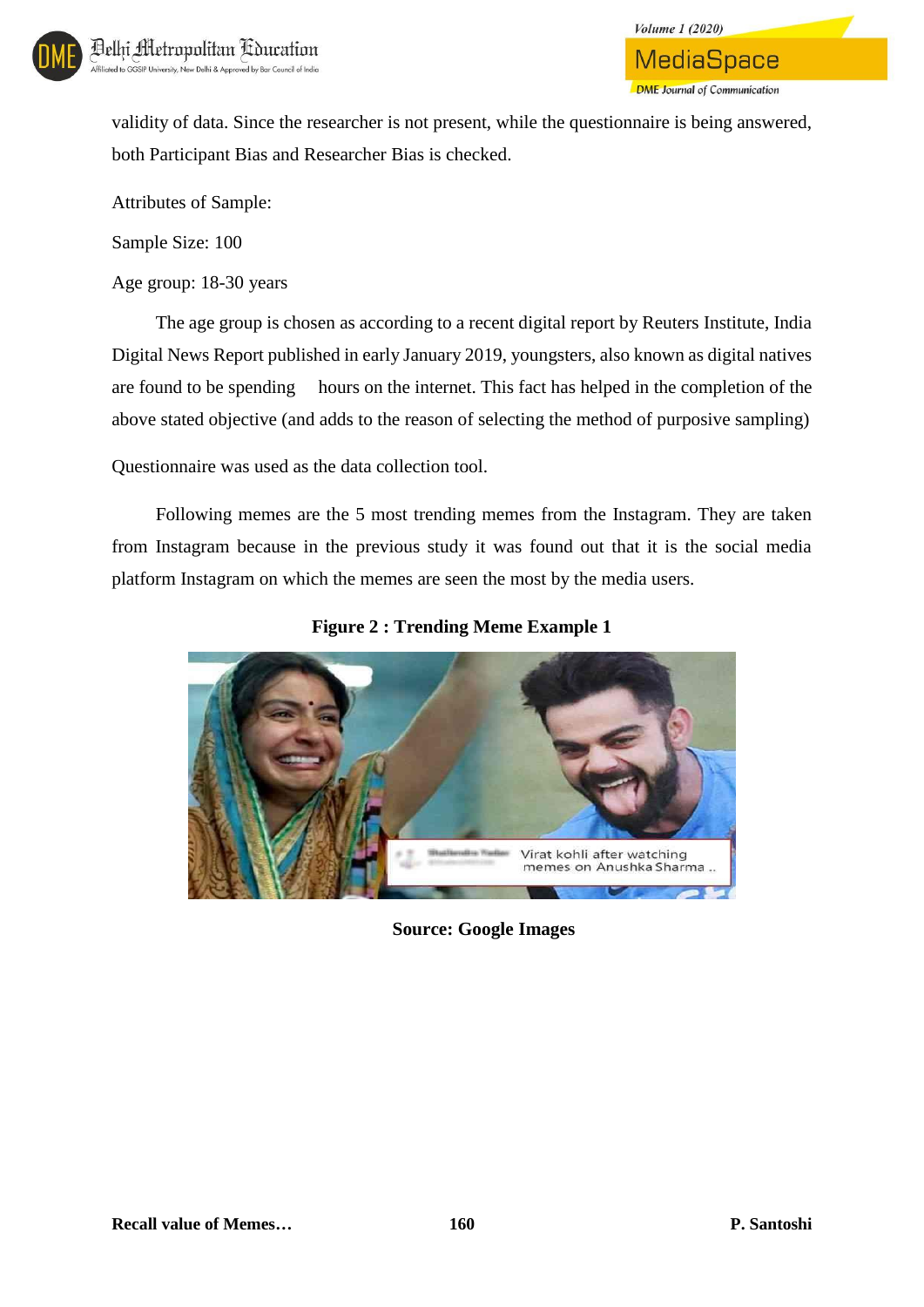validity of data. Since the researcher is not present, while the questionnaire is being answered, both Participant Bias and Researcher Bias is checked.

Attributes of Sample:

Sample Size: 100

Age group: 18-30 years

The age group is chosen as according to a recent digital report by Reuters Institute, India Digital News Report published in early January 2019, youngsters, also known as digital natives are found to be spending hours on the internet. This fact has helped in the completion of the above stated objective (and adds to the reason of selecting the method of purposive sampling)

Questionnaire was used as the data collection tool.

Following memes are the 5 most trending memes from the Instagram. They are taken from Instagram because in the previous study it was found out that it is the social media platform Instagram on which the memes are seen the most by the media users.

**Figure 2 : Trending Meme Example 1**

**Source: Google Images**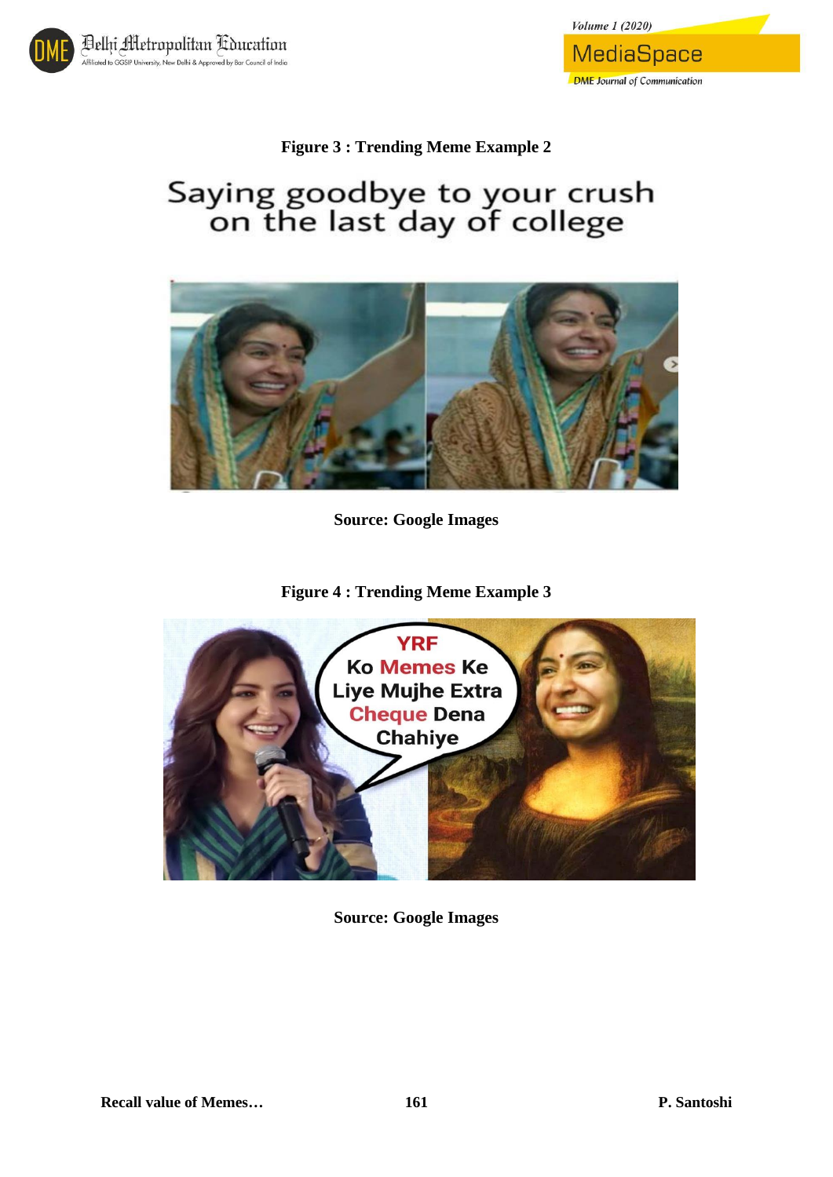**Figure 3 : Trending Meme Example 2**

Source: Google Images

**Figure 4 : Trending Meme Example 3**

Source: Google Images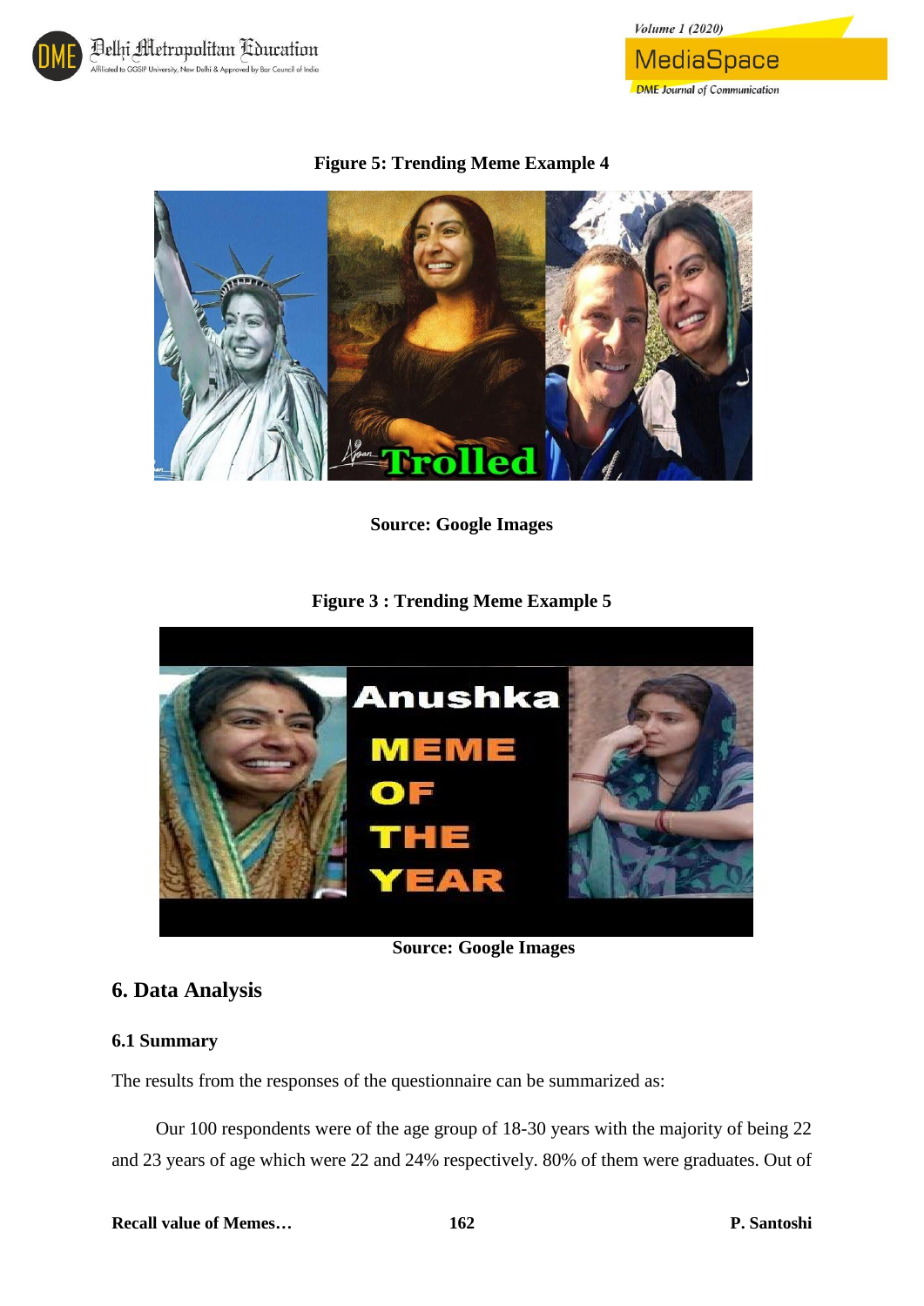**Figure 5: Trending Meme Example 4**

**Source: Google Images**

**Figure 3 : Trending Meme Example 5**

**Source: Google Images**

## 6. Data Analysis

### 6.1 Summary

The results from the responses of the questionnaire can be summarized as:

Our 100 respondents were of the age group of 18-30 years with the majority of being 22 and 23 years of age which were 22 and 24% respectively. 80% of them were graduates. Out of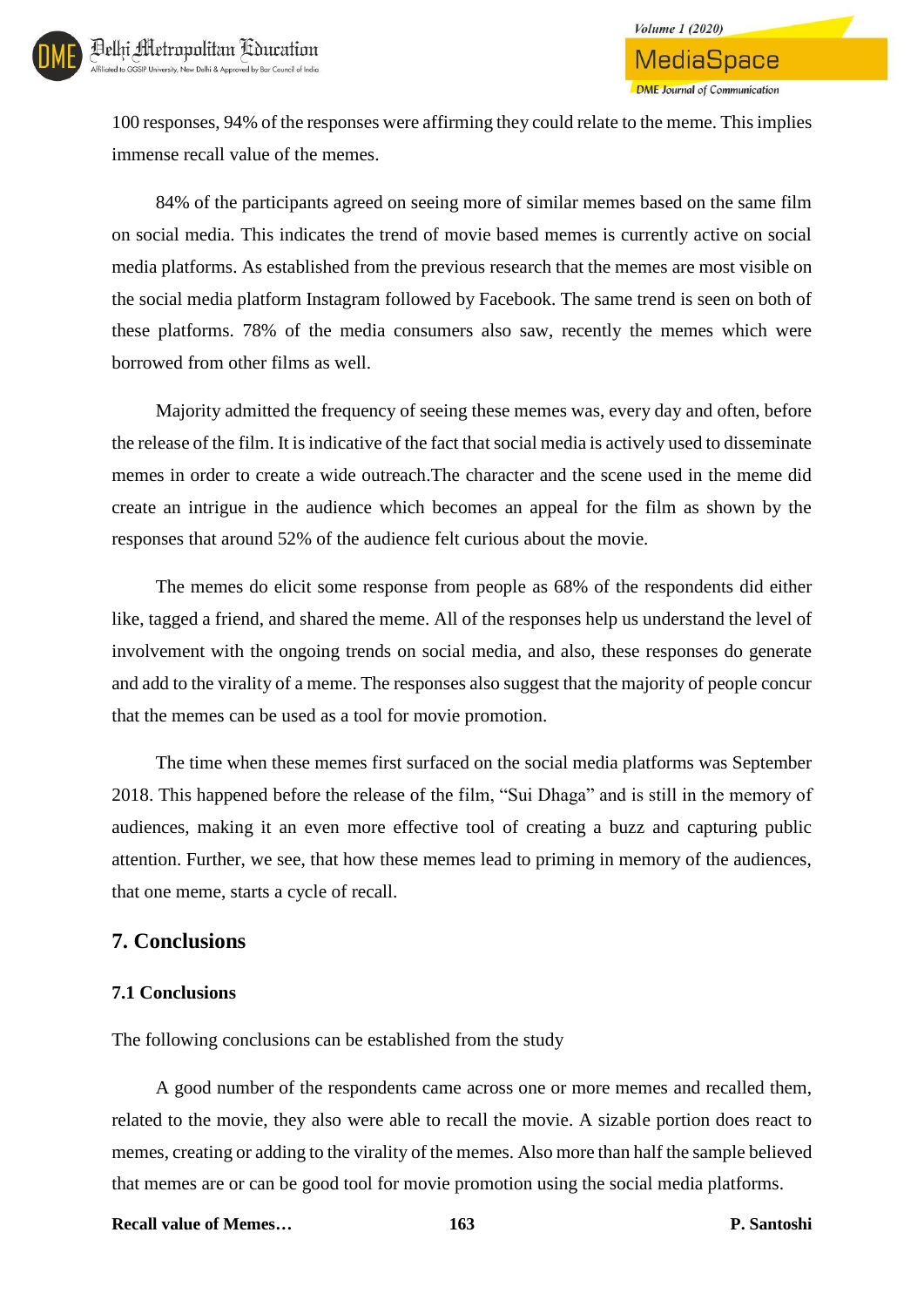100 responses, 94% of the responses were affirming they could relate to the meme. This implies immense recall value of the memes.

84% of the participants agreed on seeing more of similar memes based on the same film on social media. This indicates the trend of movie based memes is currently active on social media platforms. As established from the previous research that the memes are most visible on the social media platform Instagram followed by Facebook. The same trend is seen on both of these platforms. 78% of the media consumers also saw, recently the memes which were borrowed from other films as well.

Majority admitted the frequency of seeing these memes was, every day and often, before the release of the film. It is indicative of the fact that social media is actively used to disseminate memes in order to create a wide outreach.The character and the scene used in the meme did create an intrigue in the audience which becomes an appeal for the film as shown by the responses that around 52% of the audience felt curious about the movie.

The memes do elicit some response from people as 68% of the respondents did either like, tagged a friend, and shared the meme. All of the responses help us understand the level of involvement with the ongoing trends on social media, and also, these responses do generate and add to the virality of a meme. The responses also suggest that the majority of people concur that the memes can be used as a tool for movie promotion.

The time when these memes first surfaced on the social media platforms was September 2018. This happened before the release of the film, “Sui Dhaga” and is still in the memory of audiences, making it an even more effective tool of creating a buzz and capturing public attention. Further, we see, that how these memes lead to priming in memory of the audiences, that one meme, starts a cycle of recall.

## 7. Conclusions

### 7.1 Conclusions

The following conclusions can be established from the study

A good number of the respondents came across one or more memes and recalled them, related to the movie, they also were able to recall the movie. A sizable portion does react to memes, creating or adding to the virality of the memes. Also more than half the sample believed that memes are or can be good tool for movie promotion using the social media platforms.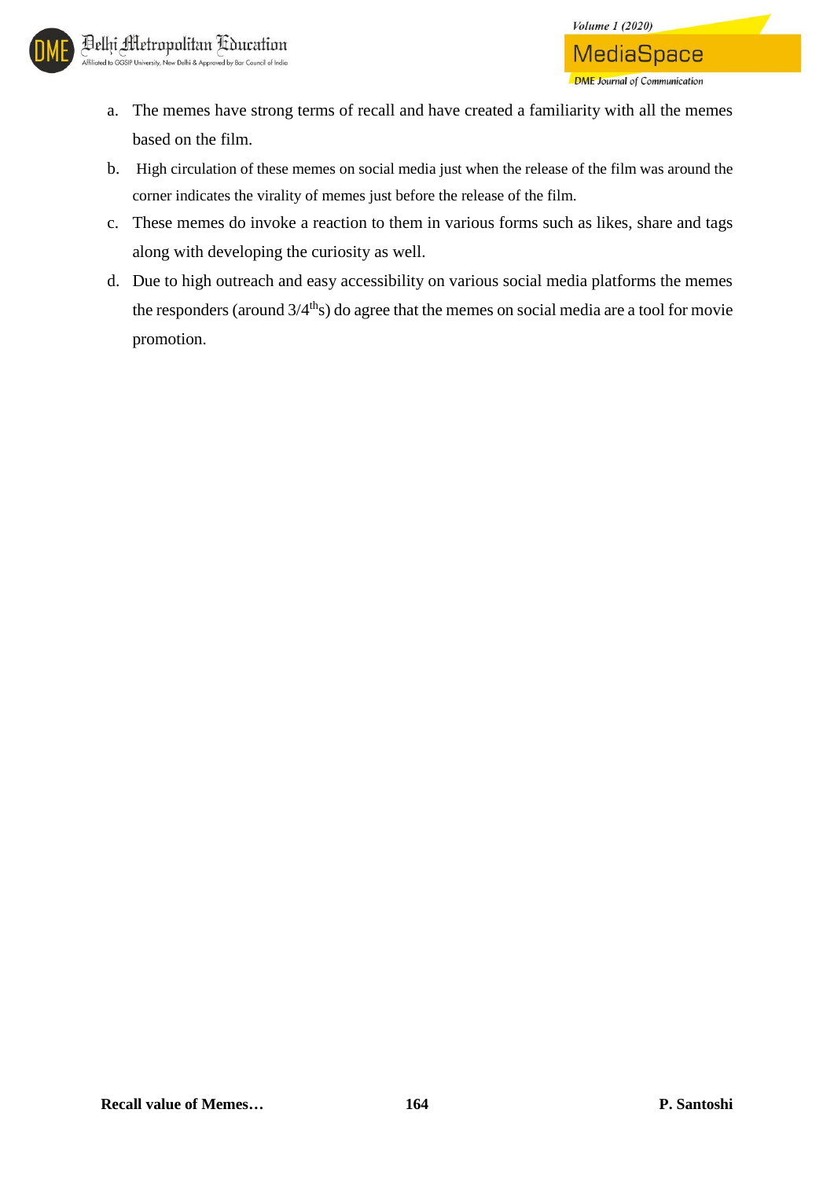a. The memes have strong terms of recall and have created a familiarity with all the memes based on the film.
b. High circulation of these memes on social media just when the release of the film was around the corner indicates the virality of memes just before the release of the film.
c. These memes do invoke a reaction to them in various forms such as likes, share and tags along with developing the curiosity as well.
d. Due to high outreach and easy accessibility on various social media platforms the memes the responders (around 3/4$^{th}$s) do agree that the memes on social media are a tool for movie promotion.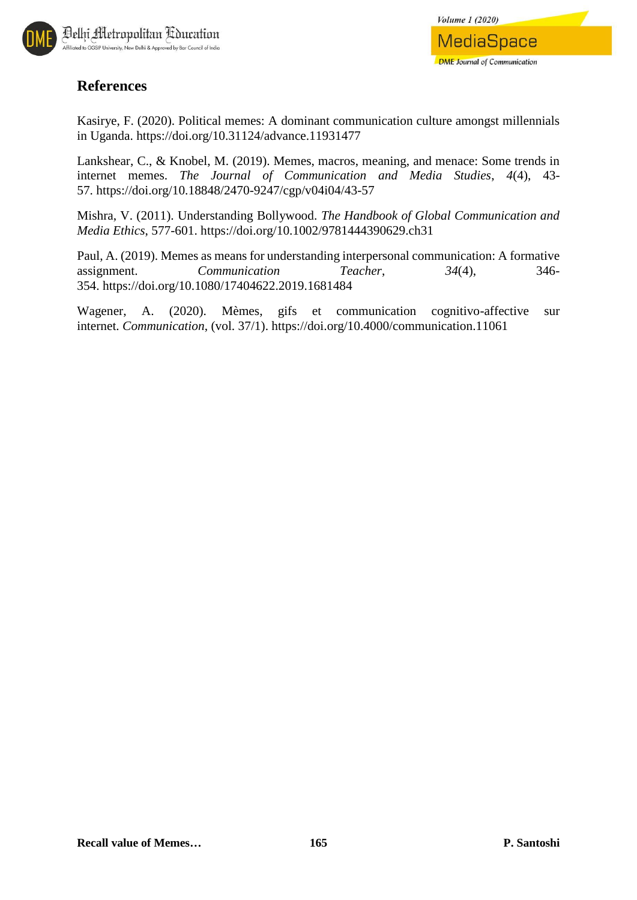## References

Kasirye, F. (2020). Political memes: A dominant communication culture amongst millennials in Uganda. https://doi.org/10.31124/advance.11931477

Lankshear, C., & Knobel, M. (2019). Memes, macros, meaning, and menace: Some trends in internet memes. *The Journal of Communication and Media Studies*, *4*(4), 43-57. https://doi.org/10.18848/2470-9247/cgp/v04i04/43-57

Mishra, V. (2011). Understanding Bollywood. *The Handbook of Global Communication and Media Ethics*, 577-601. https://doi.org/10.1002/9781444390629.ch31

Paul, A. (2019). Memes as means for understanding interpersonal communication: A formative assignment. *Communication Teacher*, *34*(4), 346-354. https://doi.org/10.1080/17404622.2019.1681484

Wagener, A. (2020). Mèmes, gifs et communication cognitivo-affective sur internet. *Communication*, (vol. 37/1). https://doi.org/10.4000/communication.11061